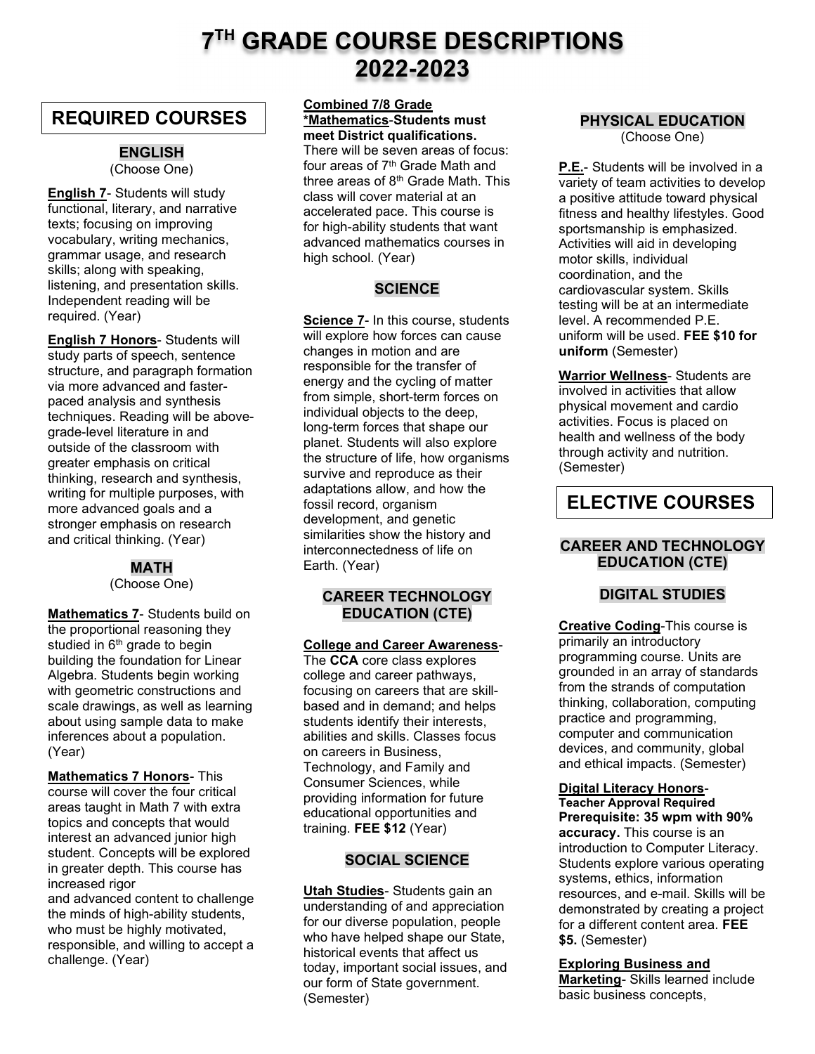# 7TH GRADE COURSE DESCRIPTIONS 2022-2023

## REQUIRED COURSES

### ENGLISH
(Choose One)

**English 7**- Students will study functional, literary, and narrative texts; focusing on improving vocabulary, writing mechanics, grammar usage, and research skills; along with speaking, listening, and presentation skills. Independent reading will be required. (Year)

**English 7 Honors**- Students will study parts of speech, sentence structure, and paragraph formation via more advanced and faster-paced analysis and synthesis techniques. Reading will be above-grade-level literature in and outside of the classroom with greater emphasis on critical thinking, research and synthesis, writing for multiple purposes, with more advanced goals and a stronger emphasis on research and critical thinking. (Year)

### MATH
(Choose One)

**Mathematics 7**- Students build on the proportional reasoning they studied in 6th grade to begin building the foundation for Linear Algebra. Students begin working with geometric constructions and scale drawings, as well as learning about using sample data to make inferences about a population. (Year)

**Mathematics 7 Honors**- This course will cover the four critical areas taught in Math 7 with extra topics and concepts that would interest an advanced junior high student. Concepts will be explored in greater depth. This course has increased rigor and advanced content to challenge the minds of high-ability students, who must be highly motivated, responsible, and willing to accept a challenge. (Year)

**Combined 7/8 Grade *Mathematics**-**Students must meet District qualifications.** There will be seven areas of focus: four areas of 7th Grade Math and three areas of 8th Grade Math. This class will cover material at an accelerated pace. This course is for high-ability students that want advanced mathematics courses in high school. (Year)

### SCIENCE

**Science 7**- In this course, students will explore how forces can cause changes in motion and are responsible for the transfer of energy and the cycling of matter from simple, short-term forces on individual objects to the deep, long-term forces that shape our planet. Students will also explore the structure of life, how organisms survive and reproduce as their adaptations allow, and how the fossil record, organism development, and genetic similarities show the history and interconnectedness of life on Earth. (Year)

### CAREER TECHNOLOGY EDUCATION (CTE)

**College and Career Awareness**- The **CCA** core class explores college and career pathways, focusing on careers that are skill-based and in demand; and helps students identify their interests, abilities and skills. Classes focus on careers in Business, Technology, and Family and Consumer Sciences, while providing information for future educational opportunities and training. **FEE $12** (Year)

### SOCIAL SCIENCE

**Utah Studies**- Students gain an understanding of and appreciation for our diverse population, people who have helped shape our State, historical events that affect us today, important social issues, and our form of State government. (Semester)

### PHYSICAL EDUCATION
(Choose One)

**P.E.**- Students will be involved in a variety of team activities to develop a positive attitude toward physical fitness and healthy lifestyles. Good sportsmanship is emphasized. Activities will aid in developing motor skills, individual coordination, and the cardiovascular system. Skills testing will be at an intermediate level. A recommended P.E. uniform will be used. **FEE $10 for uniform** (Semester)

**Warrior Wellness**- Students are involved in activities that allow physical movement and cardio activities. Focus is placed on health and wellness of the body through activity and nutrition. (Semester)

## ELECTIVE COURSES

### CAREER AND TECHNOLOGY EDUCATION (CTE)

### DIGITAL STUDIES

**Creative Coding**-This course is primarily an introductory programming course. Units are grounded in an array of standards from the strands of computation thinking, collaboration, computing practice and programming, computer and communication devices, and community, global and ethical impacts. (Semester)

**Digital Literacy Honors**- **Teacher Approval Required Prerequisite: 35 wpm with 90% accuracy.** This course is an introduction to Computer Literacy. Students explore various operating systems, ethics, information resources, and e-mail. Skills will be demonstrated by creating a project for a different content area. **FEE $5.** (Semester)

**Exploring Business and Marketing**- Skills learned include basic business concepts,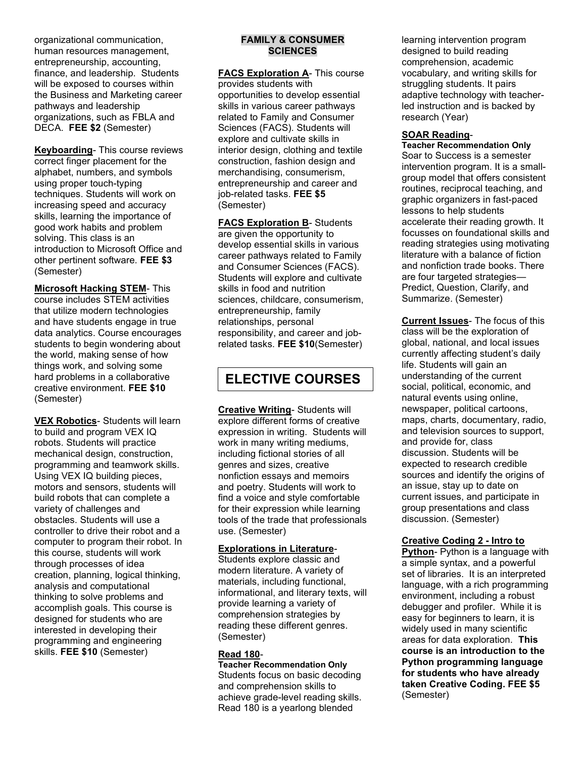organizational communication, human resources management, entrepreneurship, accounting, finance, and leadership. Students will be exposed to courses within the Business and Marketing career pathways and leadership organizations, such as FBLA and DECA. **FEE $2** (Semester)

**Keyboarding**- This course reviews correct finger placement for the alphabet, numbers, and symbols using proper touch-typing techniques. Students will work on increasing speed and accuracy skills, learning the importance of good work habits and problem solving. This class is an introduction to Microsoft Office and other pertinent software. **FEE $3** (Semester)

**Microsoft Hacking STEM**- This course includes STEM activities that utilize modern technologies and have students engage in true data analytics. Course encourages students to begin wondering about the world, making sense of how things work, and solving some hard problems in a collaborative creative environment. **FEE $10** (Semester)

**VEX Robotics**- Students will learn to build and program VEX IQ robots. Students will practice mechanical design, construction, programming and teamwork skills. Using VEX IQ building pieces, motors and sensors, students will build robots that can complete a variety of challenges and obstacles. Students will use a controller to drive their robot and a computer to program their robot. In this course, students will work through processes of idea creation, planning, logical thinking, analysis and computational thinking to solve problems and accomplish goals. This course is designed for students who are interested in developing their programming and engineering skills. **FEE $10** (Semester)

### FAMILY & CONSUMER SCIENCES

**FACS Exploration A**- This course provides students with opportunities to develop essential skills in various career pathways related to Family and Consumer Sciences (FACS). Students will explore and cultivate skills in interior design, clothing and textile construction, fashion design and merchandising, consumerism, entrepreneurship and career and job-related tasks. **FEE $5** (Semester)

**FACS Exploration B**- Students are given the opportunity to develop essential skills in various career pathways related to Family and Consumer Sciences (FACS). Students will explore and cultivate skills in food and nutrition sciences, childcare, consumerism, entrepreneurship, family relationships, personal responsibility, and career and job-related tasks. **FEE $10**(Semester)

## ELECTIVE COURSES

**Creative Writing**- Students will explore different forms of creative expression in writing. Students will work in many writing mediums, including fictional stories of all genres and sizes, creative nonfiction essays and memoirs and poetry. Students will work to find a voice and style comfortable for their expression while learning tools of the trade that professionals use. (Semester)

**Explorations in Literature**- Students explore classic and modern literature. A variety of materials, including functional, informational, and literary texts, will provide learning a variety of comprehension strategies by reading these different genres. (Semester)

**Read 180**-
**Teacher Recommendation Only**
Students focus on basic decoding and comprehension skills to achieve grade-level reading skills. Read 180 is a yearlong blended learning intervention program designed to build reading comprehension, academic vocabulary, and writing skills for struggling students. It pairs adaptive technology with teacher-led instruction and is backed by research (Year)

**SOAR Reading**-
**Teacher Recommendation Only**
Soar to Success is a semester intervention program. It is a small-group model that offers consistent routines, reciprocal teaching, and graphic organizers in fast-paced lessons to help students accelerate their reading growth. It focusses on foundational skills and reading strategies using motivating literature with a balance of fiction and nonfiction trade books. There are four targeted strategies—Predict, Question, Clarify, and Summarize. (Semester)

**Current Issues**- The focus of this class will be the exploration of global, national, and local issues currently affecting student's daily life. Students will gain an understanding of the current social, political, economic, and natural events using online, newspaper, political cartoons, maps, charts, documentary, radio, and television sources to support, and provide for, class discussion. Students will be expected to research credible sources and identify the origins of an issue, stay up to date on current issues, and participate in group presentations and class discussion. (Semester)

**Creative Coding 2 - Intro to Python**- Python is a language with a simple syntax, and a powerful set of libraries. It is an interpreted language, with a rich programming environment, including a robust debugger and profiler. While it is easy for beginners to learn, it is widely used in many scientific areas for data exploration. **This course is an introduction to the Python programming language for students who have already taken Creative Coding. FEE $5** (Semester)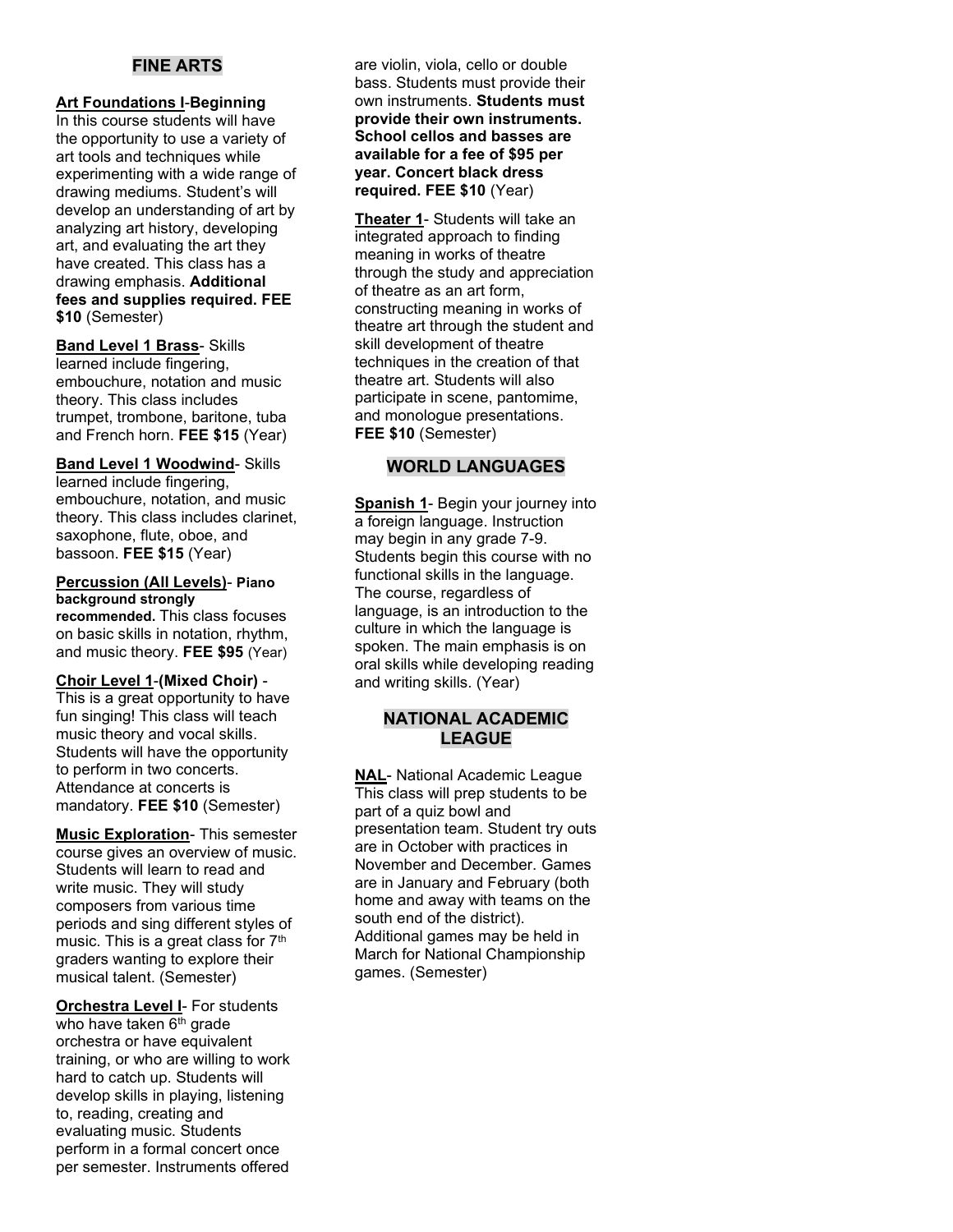## FINE ARTS

**Art Foundations I-Beginning**
In this course students will have the opportunity to use a variety of art tools and techniques while experimenting with a wide range of drawing mediums. Student's will develop an understanding of art by analyzing art history, developing art, and evaluating the art they have created. This class has a drawing emphasis. **Additional fees and supplies required. FEE $10** (Semester)

**Band Level 1 Brass**- Skills learned include fingering, embouchure, notation and music theory. This class includes trumpet, trombone, baritone, tuba and French horn. **FEE $15** (Year)

**Band Level 1 Woodwind**- Skills learned include fingering, embouchure, notation, and music theory. This class includes clarinet, saxophone, flute, oboe, and bassoon. **FEE $15** (Year)

**Percussion (All Levels)**- **Piano background strongly recommended.** This class focuses on basic skills in notation, rhythm, and music theory. **FEE $95** (Year)

**Choir Level 1-(Mixed Choir)** - This is a great opportunity to have fun singing! This class will teach music theory and vocal skills. Students will have the opportunity to perform in two concerts. Attendance at concerts is mandatory. **FEE $10** (Semester)

**Music Exploration**- This semester course gives an overview of music. Students will learn to read and write music. They will study composers from various time periods and sing different styles of music. This is a great class for 7th graders wanting to explore their musical talent. (Semester)

**Orchestra Level I**- For students who have taken 6th grade orchestra or have equivalent training, or who are willing to work hard to catch up. Students will develop skills in playing, listening to, reading, creating and evaluating music. Students perform in a formal concert once per semester. Instruments offered are violin, viola, cello or double bass. Students must provide their own instruments. **Students must provide their own instruments. School cellos and basses are available for a fee of $95 per year. Concert black dress required. FEE $10** (Year)

**Theater 1**- Students will take an integrated approach to finding meaning in works of theatre through the study and appreciation of theatre as an art form, constructing meaning in works of theatre art through the student and skill development of theatre techniques in the creation of that theatre art. Students will also participate in scene, pantomime, and monologue presentations. **FEE $10** (Semester)

## WORLD LANGUAGES

**Spanish 1**- Begin your journey into a foreign language. Instruction may begin in any grade 7-9. Students begin this course with no functional skills in the language. The course, regardless of language, is an introduction to the culture in which the language is spoken. The main emphasis is on oral skills while developing reading and writing skills. (Year)

## NATIONAL ACADEMIC LEAGUE

**NAL**- National Academic League This class will prep students to be part of a quiz bowl and presentation team. Student try outs are in October with practices in November and December. Games are in January and February (both home and away with teams on the south end of the district). Additional games may be held in March for National Championship games. (Semester)